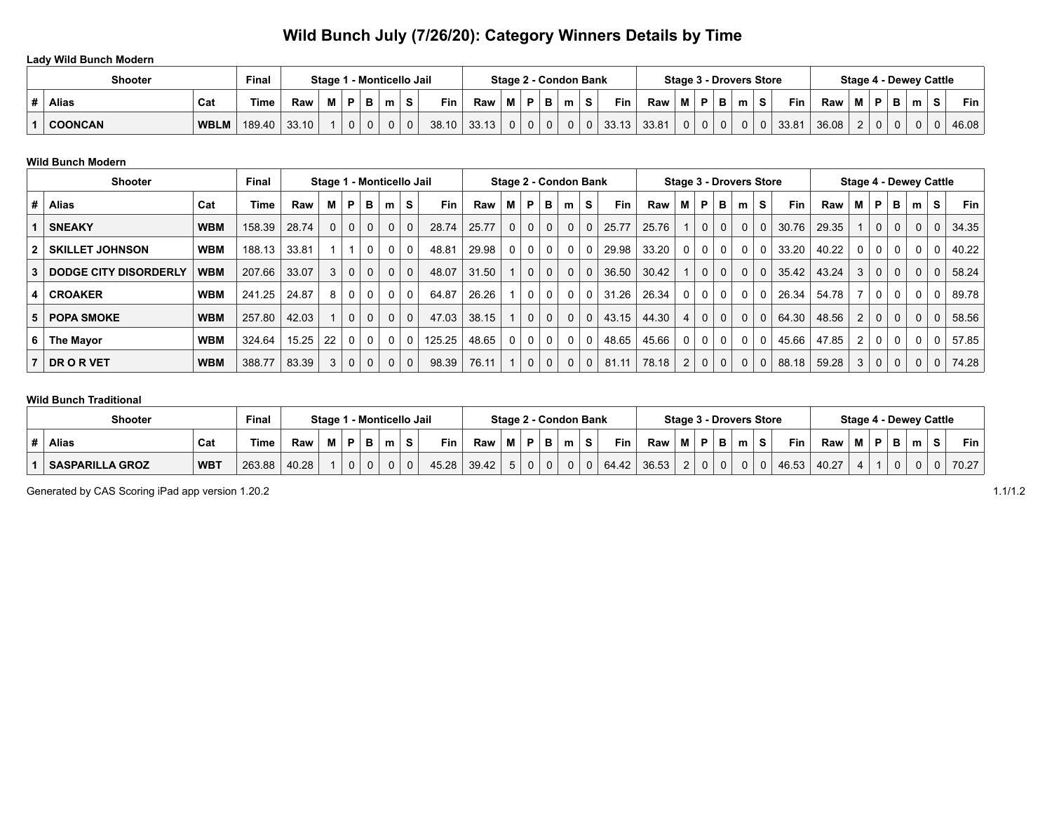# Wild Bunch July (7/26/20): Category Winners Details by Time

### Lady Wild Bunch Modern

| Shooter | | | Final | Stage 1 - Monticello Jail | | | | | | | Stage 2 - Condon Bank | | | | | | | Stage 3 - Drovers Store | | | | | | | Stage 4 - Dewey Cattle | | | | | | |
|---|---|---|---|---|---|---|---|---|---|---|---|---|---|---|---|---|---|---|---|---|---|---|---|---|---|---|---|---|---|---|---|
| # | Alias | Cat | Time | Raw | M | P | B | m | S | Fin | Raw | M | P | B | m | S | Fin | Raw | M | P | B | m | S | Fin | Raw | M | P | B | m | S | Fin |
| 1 | COONCAN | WBLM | 189.40 | 33.10 | 1 | 0 | 0 | 0 | 0 | 38.10 | 33.13 | 0 | 0 | 0 | 0 | 0 | 33.13 | 33.81 | 0 | 0 | 0 | 0 | 0 | 33.81 | 36.08 | 2 | 0 | 0 | 0 | 0 | 46.08 |

### Wild Bunch Modern

| Shooter | | | Final | Stage 1 - Monticello Jail | | | | | | | Stage 2 - Condon Bank | | | | | | | Stage 3 - Drovers Store | | | | | | | Stage 4 - Dewey Cattle | | | | | | |
|---|---|---|---|---|---|---|---|---|---|---|---|---|---|---|---|---|---|---|---|---|---|---|---|---|---|---|---|---|---|---|---|
| # | Alias | Cat | Time | Raw | M | P | B | m | S | Fin | Raw | M | P | B | m | S | Fin | Raw | M | P | B | m | S | Fin | Raw | M | P | B | m | S | Fin |
| 1 | SNEAKY | WBM | 158.39 | 28.74 | 0 | 0 | 0 | 0 | 0 | 28.74 | 25.77 | 0 | 0 | 0 | 0 | 0 | 25.77 | 25.76 | 1 | 0 | 0 | 0 | 0 | 30.76 | 29.35 | 1 | 0 | 0 | 0 | 0 | 34.35 |
| 2 | SKILLET JOHNSON | WBM | 188.13 | 33.81 | 1 | 1 | 0 | 0 | 0 | 48.81 | 29.98 | 0 | 0 | 0 | 0 | 0 | 29.98 | 33.20 | 0 | 0 | 0 | 0 | 0 | 33.20 | 40.22 | 0 | 0 | 0 | 0 | 0 | 40.22 |
| 3 | DODGE CITY DISORDERLY | WBM | 207.66 | 33.07 | 3 | 0 | 0 | 0 | 0 | 48.07 | 31.50 | 1 | 0 | 0 | 0 | 0 | 36.50 | 30.42 | 1 | 0 | 0 | 0 | 0 | 35.42 | 43.24 | 3 | 0 | 0 | 0 | 0 | 58.24 |
| 4 | CROAKER | WBM | 241.25 | 24.87 | 8 | 0 | 0 | 0 | 0 | 64.87 | 26.26 | 1 | 0 | 0 | 0 | 0 | 31.26 | 26.34 | 0 | 0 | 0 | 0 | 0 | 26.34 | 54.78 | 7 | 0 | 0 | 0 | 0 | 89.78 |
| 5 | POPA SMOKE | WBM | 257.80 | 42.03 | 1 | 0 | 0 | 0 | 0 | 47.03 | 38.15 | 1 | 0 | 0 | 0 | 0 | 43.15 | 44.30 | 4 | 0 | 0 | 0 | 0 | 64.30 | 48.56 | 2 | 0 | 0 | 0 | 0 | 58.56 |
| 6 | The Mayor | WBM | 324.64 | 15.25 | 22 | 0 | 0 | 0 | 0 | 125.25 | 48.65 | 0 | 0 | 0 | 0 | 0 | 48.65 | 45.66 | 0 | 0 | 0 | 0 | 0 | 45.66 | 47.85 | 2 | 0 | 0 | 0 | 0 | 57.85 |
| 7 | DR O R VET | WBM | 388.77 | 83.39 | 3 | 0 | 0 | 0 | 0 | 98.39 | 76.11 | 1 | 0 | 0 | 0 | 0 | 81.11 | 78.18 | 2 | 0 | 0 | 0 | 0 | 88.18 | 59.28 | 3 | 0 | 0 | 0 | 0 | 74.28 |

### Wild Bunch Traditional

| Shooter | | | Final | Stage 1 - Monticello Jail | | | | | | | Stage 2 - Condon Bank | | | | | | | Stage 3 - Drovers Store | | | | | | | Stage 4 - Dewey Cattle | | | | | | |
|---|---|---|---|---|---|---|---|---|---|---|---|---|---|---|---|---|---|---|---|---|---|---|---|---|---|---|---|---|---|---|---|
| # | Alias | Cat | Time | Raw | M | P | B | m | S | Fin | Raw | M | P | B | m | S | Fin | Raw | M | P | B | m | S | Fin | Raw | M | P | B | m | S | Fin |
| 1 | SASPARILLA GROZ | WBT | 263.88 | 40.28 | 1 | 0 | 0 | 0 | 0 | 45.28 | 39.42 | 5 | 0 | 0 | 0 | 0 | 64.42 | 36.53 | 2 | 0 | 0 | 0 | 0 | 46.53 | 40.27 | 4 | 1 | 0 | 0 | 0 | 70.27 |

Generated by CAS Scoring iPad app version 1.20.2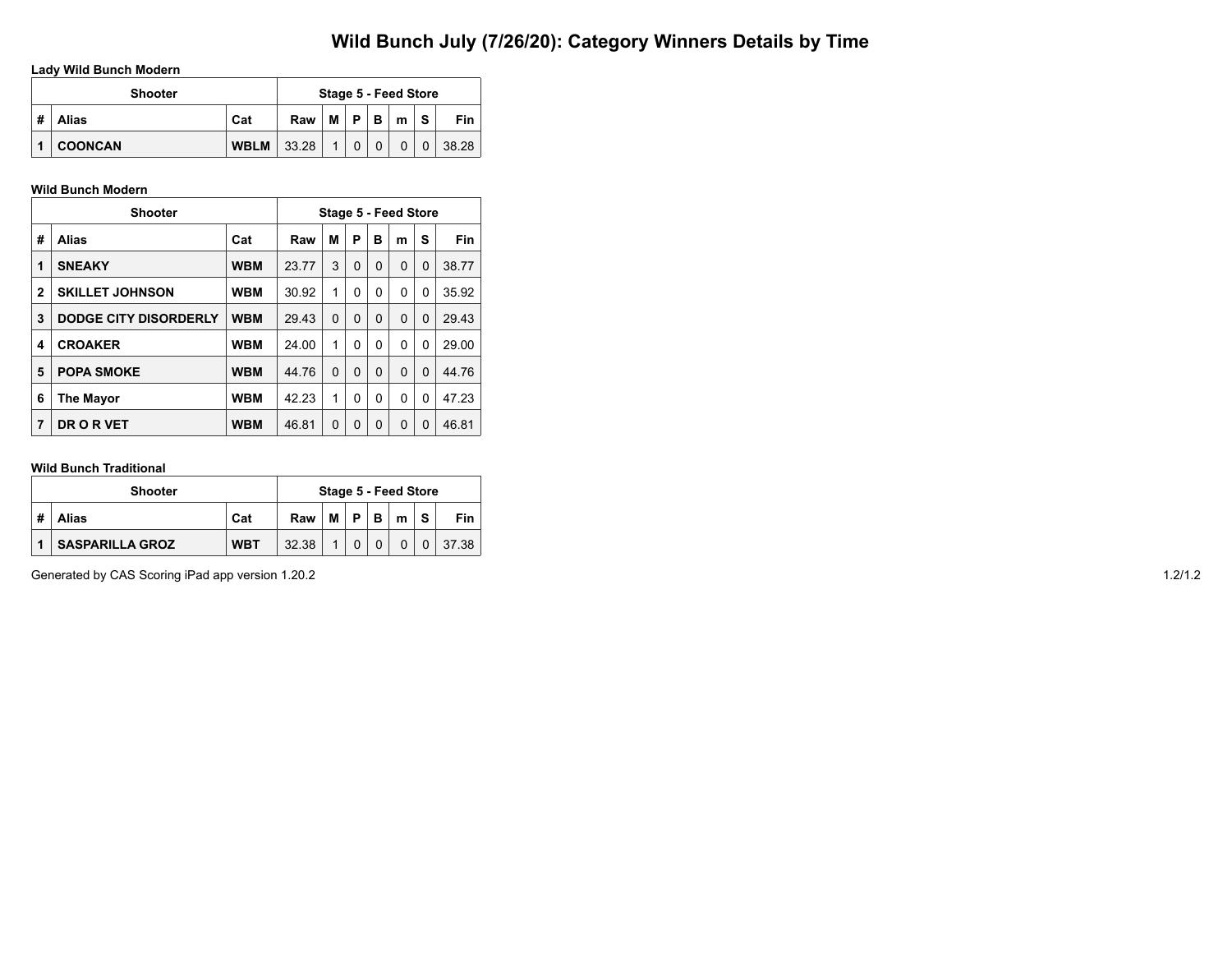# Wild Bunch July (7/26/20): Category Winners Details by Time

**Lady Wild Bunch Modern**

| Shooter | | | Stage 5 - Feed Store | | | | | | |
|---|---|---|---|---|---|---|---|---|---|
| # | Alias | Cat | Raw | M | P | B | m | S | Fin |
| 1 | COONCAN | WBLM | 33.28 | 1 | 0 | 0 | 0 | 0 | 38.28 |

**Wild Bunch Modern**

| Shooter | | | Stage 5 - Feed Store | | | | | | |
|---|---|---|---|---|---|---|---|---|---|
| # | Alias | Cat | Raw | M | P | B | m | S | Fin |
| 1 | SNEAKY | WBM | 23.77 | 3 | 0 | 0 | 0 | 0 | 38.77 |
| 2 | SKILLET JOHNSON | WBM | 30.92 | 1 | 0 | 0 | 0 | 0 | 35.92 |
| 3 | DODGE CITY DISORDERLY | WBM | 29.43 | 0 | 0 | 0 | 0 | 0 | 29.43 |
| 4 | CROAKER | WBM | 24.00 | 1 | 0 | 0 | 0 | 0 | 29.00 |
| 5 | POPA SMOKE | WBM | 44.76 | 0 | 0 | 0 | 0 | 0 | 44.76 |
| 6 | The Mayor | WBM | 42.23 | 1 | 0 | 0 | 0 | 0 | 47.23 |
| 7 | DR O R VET | WBM | 46.81 | 0 | 0 | 0 | 0 | 0 | 46.81 |

**Wild Bunch Traditional**

| Shooter | | | Stage 5 - Feed Store | | | | | | |
|---|---|---|---|---|---|---|---|---|---|
| # | Alias | Cat | Raw | M | P | B | m | S | Fin |
| 1 | SASPARILLA GROZ | WBT | 32.38 | 1 | 0 | 0 | 0 | 0 | 37.38 |

Generated by CAS Scoring iPad app version 1.20.2